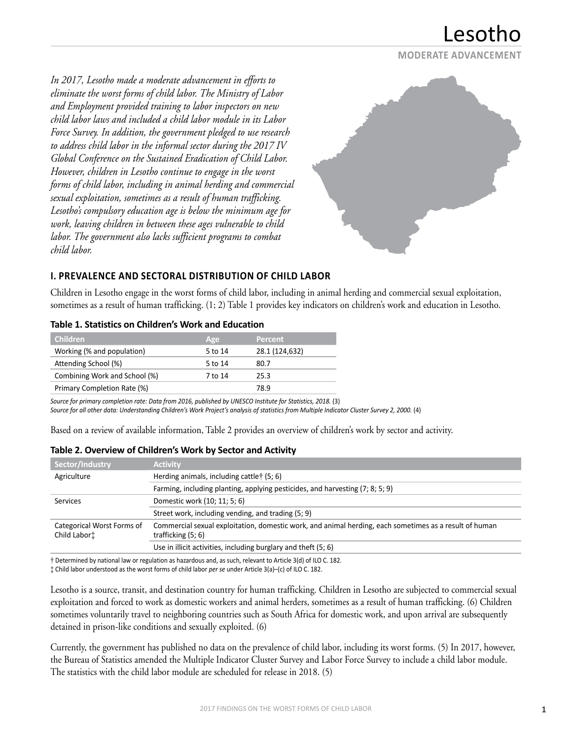# Lesotho

**MODERATE ADVANCEMENT**

*In 2017, Lesotho made a moderate advancement in efforts to eliminate the worst forms of child labor. The Ministry of Labor and Employment provided training to labor inspectors on new child labor laws and included a child labor module in its Labor Force Survey. In addition, the government pledged to use research to address child labor in the informal sector during the 2017 IV Global Conference on the Sustained Eradication of Child Labor. However, children in Lesotho continue to engage in the worst forms of child labor, including in animal herding and commercial sexual exploitation, sometimes as a result of human trafficking. Lesotho's compulsory education age is below the minimum age for work, leaving children in between these ages vulnerable to child labor. The government also lacks sufficient programs to combat child labor.*

## I. PREVALENCE AND SECTORAL DISTRIBUTION OF CHILD LABOR

Children in Lesotho engage in the worst forms of child labor, including in animal herding and commercial sexual exploitation, sometimes as a result of human trafficking. (1; 2) Table 1 provides key indicators on children's work and education in Lesotho.

**Table 1. Statistics on Children's Work and Education**

| Children | Age | Percent |
|---|---|---|
| Working (% and population) | 5 to 14 | 28.1 (124,632) |
| Attending School (%) | 5 to 14 | 80.7 |
| Combining Work and School (%) | 7 to 14 | 25.3 |
| Primary Completion Rate (%) | | 78.9 |

*Source for primary completion rate: Data from 2016, published by UNESCO Institute for Statistics, 2018.* (3)
*Source for all other data: Understanding Children's Work Project's analysis of statistics from Multiple Indicator Cluster Survey 2, 2000.* (4)

Based on a review of available information, Table 2 provides an overview of children's work by sector and activity.

**Table 2. Overview of Children's Work by Sector and Activity**

| Sector/Industry | Activity |
|---|---|
| Agriculture | Herding animals, including cattle† (5; 6) |
| | Farming, including planting, applying pesticides, and harvesting (7; 8; 5; 9) |
| Services | Domestic work (10; 11; 5; 6) |
| | Street work, including vending, and trading (5; 9) |
| Categorical Worst Forms of Child Labor‡ | Commercial sexual exploitation, domestic work, and animal herding, each sometimes as a result of human trafficking (5; 6) |
| | Use in illicit activities, including burglary and theft (5; 6) |

† Determined by national law or regulation as hazardous and, as such, relevant to Article 3(d) of ILO C. 182.
‡ Child labor understood as the worst forms of child labor *per se* under Article 3(a)–(c) of ILO C. 182.

Lesotho is a source, transit, and destination country for human trafficking. Children in Lesotho are subjected to commercial sexual exploitation and forced to work as domestic workers and animal herders, sometimes as a result of human trafficking. (6) Children sometimes voluntarily travel to neighboring countries such as South Africa for domestic work, and upon arrival are subsequently detained in prison-like conditions and sexually exploited. (6)

Currently, the government has published no data on the prevalence of child labor, including its worst forms. (5) In 2017, however, the Bureau of Statistics amended the Multiple Indicator Cluster Survey and Labor Force Survey to include a child labor module. The statistics with the child labor module are scheduled for release in 2018. (5)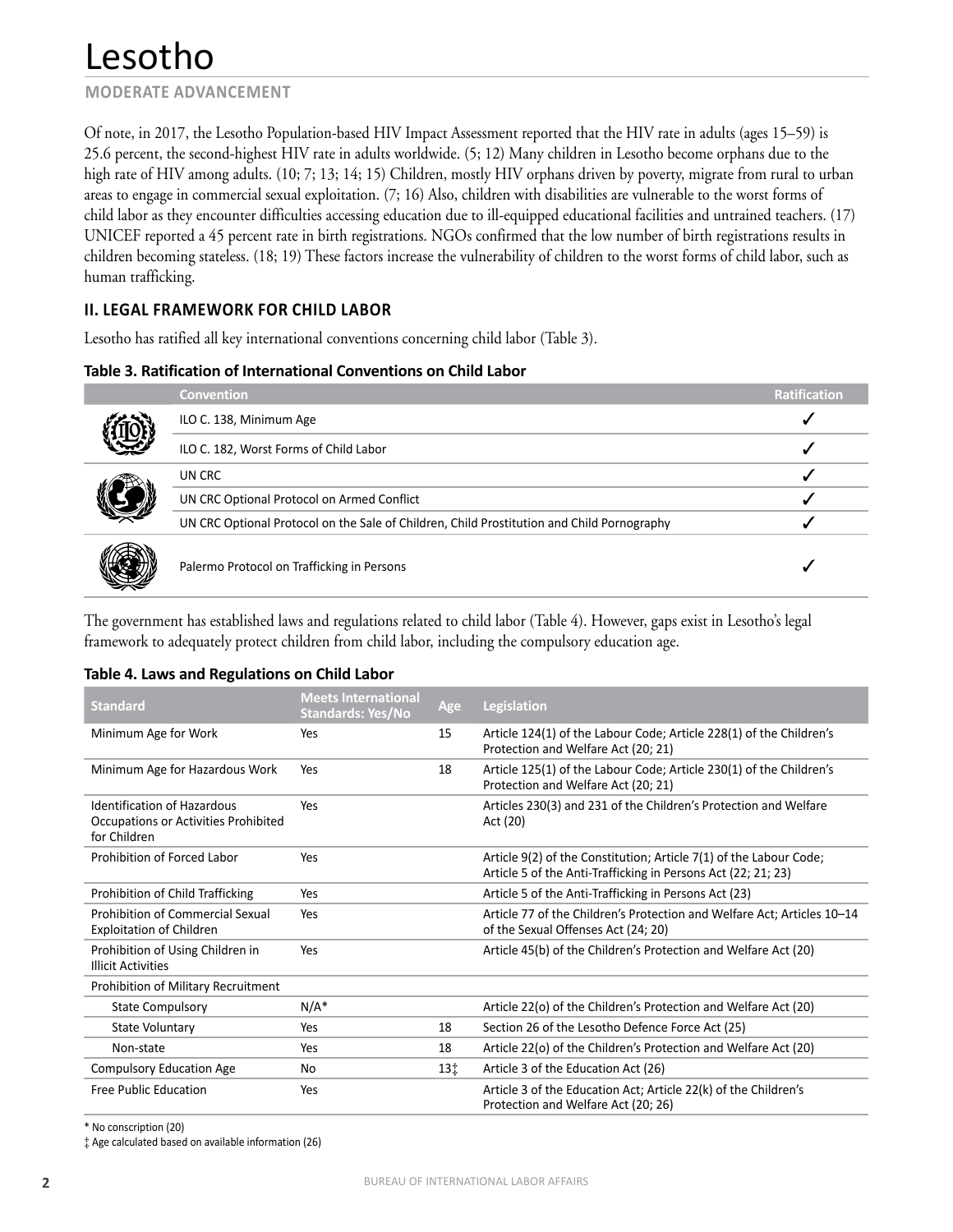# Lesotho

**MODERATE ADVANCEMENT**

Of note, in 2017, the Lesotho Population-based HIV Impact Assessment reported that the HIV rate in adults (ages 15–59) is 25.6 percent, the second-highest HIV rate in adults worldwide. (5; 12) Many children in Lesotho become orphans due to the high rate of HIV among adults. (10; 7; 13; 14; 15) Children, mostly HIV orphans driven by poverty, migrate from rural to urban areas to engage in commercial sexual exploitation. (7; 16) Also, children with disabilities are vulnerable to the worst forms of child labor as they encounter difficulties accessing education due to ill-equipped educational facilities and untrained teachers. (17) UNICEF reported a 45 percent rate in birth registrations. NGOs confirmed that the low number of birth registrations results in children becoming stateless. (18; 19) These factors increase the vulnerability of children to the worst forms of child labor, such as human trafficking.

## II. LEGAL FRAMEWORK FOR CHILD LABOR

Lesotho has ratified all key international conventions concerning child labor (Table 3).

**Table 3. Ratification of International Conventions on Child Labor**

| Convention | Ratification |
|---|---|
| ILO C. 138, Minimum Age | ✓ |
| ILO C. 182, Worst Forms of Child Labor | ✓ |
| UN CRC | ✓ |
| UN CRC Optional Protocol on Armed Conflict | ✓ |
| UN CRC Optional Protocol on the Sale of Children, Child Prostitution and Child Pornography | ✓ |
| Palermo Protocol on Trafficking in Persons | ✓ |

The government has established laws and regulations related to child labor (Table 4). However, gaps exist in Lesotho's legal framework to adequately protect children from child labor, including the compulsory education age.

**Table 4. Laws and Regulations on Child Labor**

| Standard | Meets International Standards: Yes/No | Age | Legislation |
|---|---|---|---|
| Minimum Age for Work | Yes | 15 | Article 124(1) of the Labour Code; Article 228(1) of the Children's Protection and Welfare Act (20; 21) |
| Minimum Age for Hazardous Work | Yes | 18 | Article 125(1) of the Labour Code; Article 230(1) of the Children's Protection and Welfare Act (20; 21) |
| Identification of Hazardous Occupations or Activities Prohibited for Children | Yes | | Articles 230(3) and 231 of the Children's Protection and Welfare Act (20) |
| Prohibition of Forced Labor | Yes | | Article 9(2) of the Constitution; Article 7(1) of the Labour Code; Article 5 of the Anti-Trafficking in Persons Act (22; 21; 23) |
| Prohibition of Child Trafficking | Yes | | Article 5 of the Anti-Trafficking in Persons Act (23) |
| Prohibition of Commercial Sexual Exploitation of Children | Yes | | Article 77 of the Children's Protection and Welfare Act; Articles 10–14 of the Sexual Offenses Act (24; 20) |
| Prohibition of Using Children in Illicit Activities | Yes | | Article 45(b) of the Children's Protection and Welfare Act (20) |
| Prohibition of Military Recruitment | | | |
| State Compulsory | N/A* | | Article 22(o) of the Children's Protection and Welfare Act (20) |
| State Voluntary | Yes | 18 | Section 26 of the Lesotho Defence Force Act (25) |
| Non-state | Yes | 18 | Article 22(o) of the Children's Protection and Welfare Act (20) |
| Compulsory Education Age | No | 13‡ | Article 3 of the Education Act (26) |
| Free Public Education | Yes | | Article 3 of the Education Act; Article 22(k) of the Children's Protection and Welfare Act (20; 26) |

\* No conscription (20)

‡ Age calculated based on available information (26)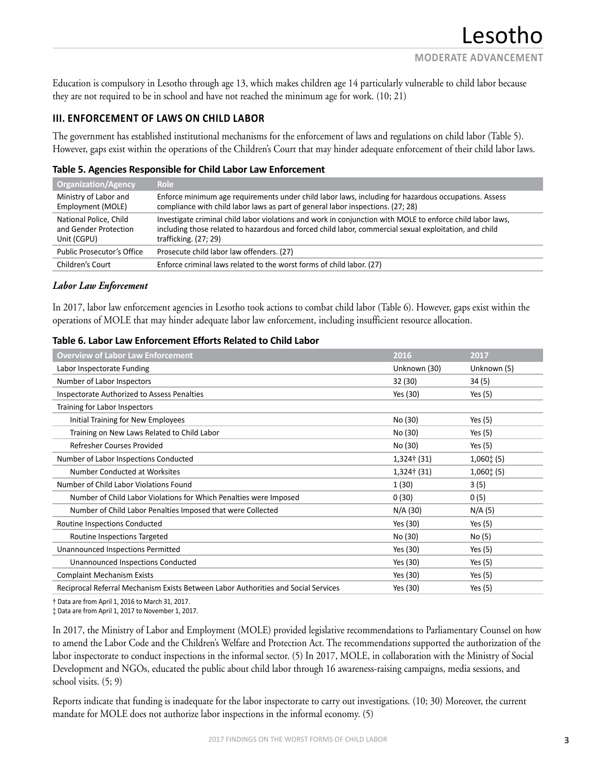Education is compulsory in Lesotho through age 13, which makes children age 14 particularly vulnerable to child labor because they are not required to be in school and have not reached the minimum age for work. (10; 21)

## III. ENFORCEMENT OF LAWS ON CHILD LABOR

The government has established institutional mechanisms for the enforcement of laws and regulations on child labor (Table 5). However, gaps exist within the operations of the Children's Court that may hinder adequate enforcement of their child labor laws.

**Table 5. Agencies Responsible for Child Labor Law Enforcement**

| Organization/Agency | Role |
|---|---|
| Ministry of Labor and Employment (MOLE) | Enforce minimum age requirements under child labor laws, including for hazardous occupations. Assess compliance with child labor laws as part of general labor inspections. (27; 28) |
| National Police, Child and Gender Protection Unit (CGPU) | Investigate criminal child labor violations and work in conjunction with MOLE to enforce child labor laws, including those related to hazardous and forced child labor, commercial sexual exploitation, and child trafficking. (27; 29) |
| Public Prosecutor's Office | Prosecute child labor law offenders. (27) |
| Children's Court | Enforce criminal laws related to the worst forms of child labor. (27) |

### *Labor Law Enforcement*

In 2017, labor law enforcement agencies in Lesotho took actions to combat child labor (Table 6). However, gaps exist within the operations of MOLE that may hinder adequate labor law enforcement, including insufficient resource allocation.

**Table 6. Labor Law Enforcement Efforts Related to Child Labor**

| Overview of Labor Law Enforcement | 2016 | 2017 |
|---|---|---|
| Labor Inspectorate Funding | Unknown (30) | Unknown (5) |
| Number of Labor Inspectors | 32 (30) | 34 (5) |
| Inspectorate Authorized to Assess Penalties | Yes (30) | Yes (5) |
| Training for Labor Inspectors | | |
| Initial Training for New Employees | No (30) | Yes (5) |
| Training on New Laws Related to Child Labor | No (30) | Yes (5) |
| Refresher Courses Provided | No (30) | Yes (5) |
| Number of Labor Inspections Conducted | 1,324† (31) | 1,060‡ (5) |
| Number Conducted at Worksites | 1,324† (31) | 1,060‡ (5) |
| Number of Child Labor Violations Found | 1 (30) | 3 (5) |
| Number of Child Labor Violations for Which Penalties were Imposed | 0 (30) | 0 (5) |
| Number of Child Labor Penalties Imposed that were Collected | N/A (30) | N/A (5) |
| Routine Inspections Conducted | Yes (30) | Yes (5) |
| Routine Inspections Targeted | No (30) | No (5) |
| Unannounced Inspections Permitted | Yes (30) | Yes (5) |
| Unannounced Inspections Conducted | Yes (30) | Yes (5) |
| Complaint Mechanism Exists | Yes (30) | Yes (5) |
| Reciprocal Referral Mechanism Exists Between Labor Authorities and Social Services | Yes (30) | Yes (5) |

† Data are from April 1, 2016 to March 31, 2017.
‡ Data are from April 1, 2017 to November 1, 2017.

In 2017, the Ministry of Labor and Employment (MOLE) provided legislative recommendations to Parliamentary Counsel on how to amend the Labor Code and the Children's Welfare and Protection Act. The recommendations supported the authorization of the labor inspectorate to conduct inspections in the informal sector. (5) In 2017, MOLE, in collaboration with the Ministry of Social Development and NGOs, educated the public about child labor through 16 awareness-raising campaigns, media sessions, and school visits. (5; 9)

Reports indicate that funding is inadequate for the labor inspectorate to carry out investigations. (10; 30) Moreover, the current mandate for MOLE does not authorize labor inspections in the informal economy. (5)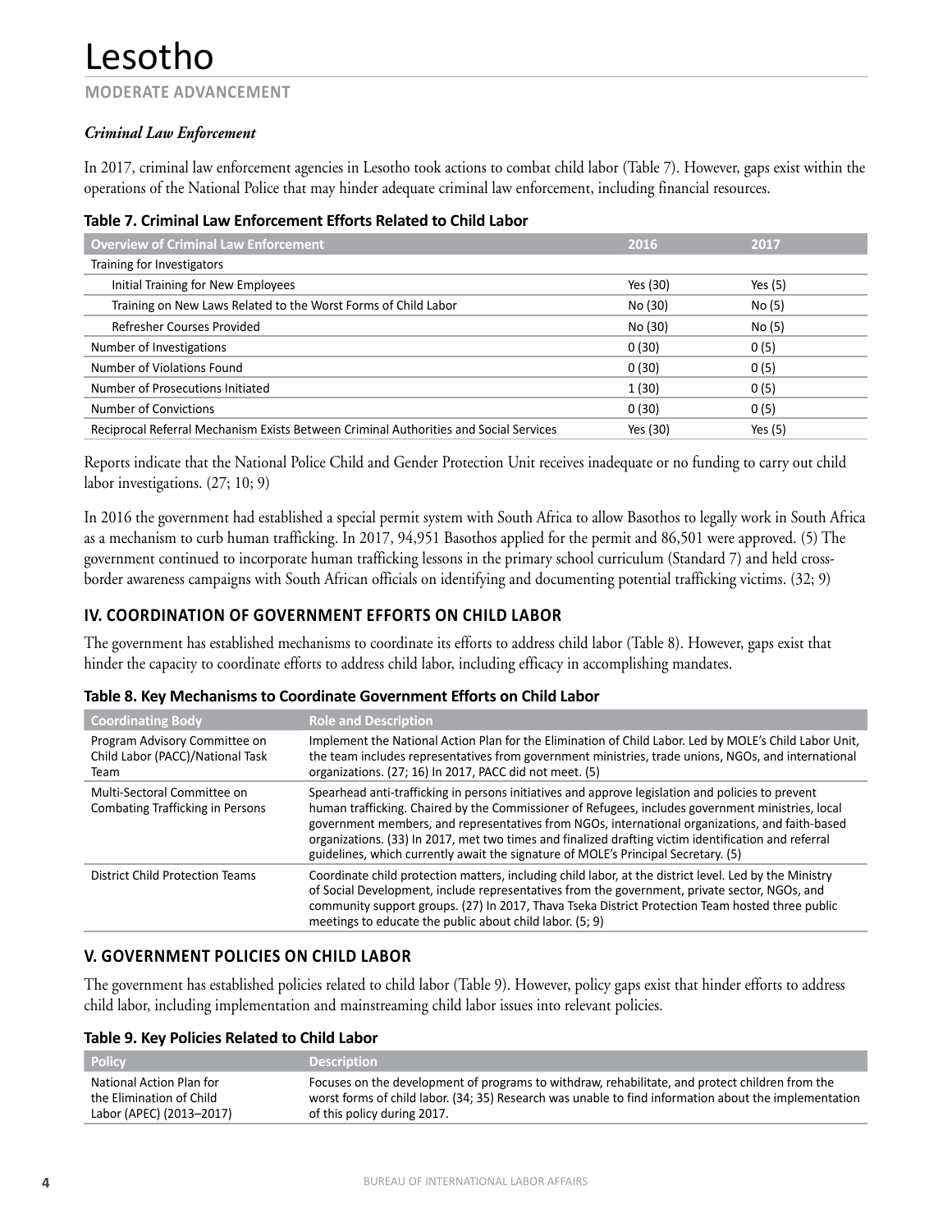# Lesotho

**MODERATE ADVANCEMENT**

***Criminal Law Enforcement***

In 2017, criminal law enforcement agencies in Lesotho took actions to combat child labor (Table 7). However, gaps exist within the operations of the National Police that may hinder adequate criminal law enforcement, including financial resources.

**Table 7. Criminal Law Enforcement Efforts Related to Child Labor**

| Overview of Criminal Law Enforcement | 2016 | 2017 |
|---|---|---|
| Training for Investigators | | |
| Initial Training for New Employees | Yes (30) | Yes (5) |
| Training on New Laws Related to the Worst Forms of Child Labor | No (30) | No (5) |
| Refresher Courses Provided | No (30) | No (5) |
| Number of Investigations | 0 (30) | 0 (5) |
| Number of Violations Found | 0 (30) | 0 (5) |
| Number of Prosecutions Initiated | 1 (30) | 0 (5) |
| Number of Convictions | 0 (30) | 0 (5) |
| Reciprocal Referral Mechanism Exists Between Criminal Authorities and Social Services | Yes (30) | Yes (5) |

Reports indicate that the National Police Child and Gender Protection Unit receives inadequate or no funding to carry out child labor investigations. (27; 10; 9)

In 2016 the government had established a special permit system with South Africa to allow Basothos to legally work in South Africa as a mechanism to curb human trafficking. In 2017, 94,951 Basothos applied for the permit and 86,501 were approved. (5) The government continued to incorporate human trafficking lessons in the primary school curriculum (Standard 7) and held cross-border awareness campaigns with South African officials on identifying and documenting potential trafficking victims. (32; 9)

## IV. COORDINATION OF GOVERNMENT EFFORTS ON CHILD LABOR

The government has established mechanisms to coordinate its efforts to address child labor (Table 8). However, gaps exist that hinder the capacity to coordinate efforts to address child labor, including efficacy in accomplishing mandates.

**Table 8. Key Mechanisms to Coordinate Government Efforts on Child Labor**

| Coordinating Body | Role and Description |
|---|---|
| Program Advisory Committee on Child Labor (PACC)/National Task Team | Implement the National Action Plan for the Elimination of Child Labor. Led by MOLE's Child Labor Unit, the team includes representatives from government ministries, trade unions, NGOs, and international organizations. (27; 16) In 2017, PACC did not meet. (5) |
| Multi-Sectoral Committee on Combating Trafficking in Persons | Spearhead anti-trafficking in persons initiatives and approve legislation and policies to prevent human trafficking. Chaired by the Commissioner of Refugees, includes government ministries, local government members, and representatives from NGOs, international organizations, and faith-based organizations. (33) In 2017, met two times and finalized drafting victim identification and referral guidelines, which currently await the signature of MOLE's Principal Secretary. (5) |
| District Child Protection Teams | Coordinate child protection matters, including child labor, at the district level. Led by the Ministry of Social Development, include representatives from the government, private sector, NGOs, and community support groups. (27) In 2017, Thava Tseka District Protection Team hosted three public meetings to educate the public about child labor. (5; 9) |

## V. GOVERNMENT POLICIES ON CHILD LABOR

The government has established policies related to child labor (Table 9). However, policy gaps exist that hinder efforts to address child labor, including implementation and mainstreaming child labor issues into relevant policies.

**Table 9. Key Policies Related to Child Labor**

| Policy | Description |
|---|---|
| National Action Plan for the Elimination of Child Labor (APEC) (2013–2017) | Focuses on the development of programs to withdraw, rehabilitate, and protect children from the worst forms of child labor. (34; 35) Research was unable to find information about the implementation of this policy during 2017. |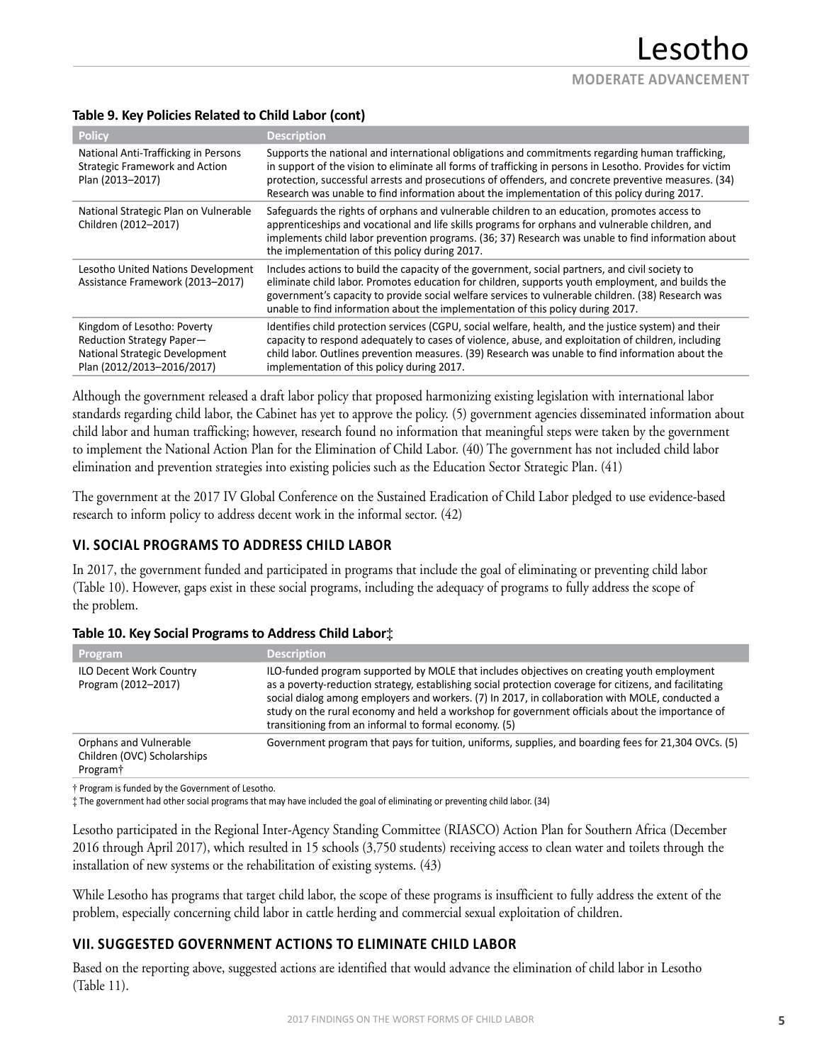**Table 9. Key Policies Related to Child Labor (cont)**

| Policy | Description |
|---|---|
| National Anti-Trafficking in Persons Strategic Framework and Action Plan (2013–2017) | Supports the national and international obligations and commitments regarding human trafficking, in support of the vision to eliminate all forms of trafficking in persons in Lesotho. Provides for victim protection, successful arrests and prosecutions of offenders, and concrete preventive measures. (34) Research was unable to find information about the implementation of this policy during 2017. |
| National Strategic Plan on Vulnerable Children (2012–2017) | Safeguards the rights of orphans and vulnerable children to an education, promotes access to apprenticeships and vocational and life skills programs for orphans and vulnerable children, and implements child labor prevention programs. (36; 37) Research was unable to find information about the implementation of this policy during 2017. |
| Lesotho United Nations Development Assistance Framework (2013–2017) | Includes actions to build the capacity of the government, social partners, and civil society to eliminate child labor. Promotes education for children, supports youth employment, and builds the government's capacity to provide social welfare services to vulnerable children. (38) Research was unable to find information about the implementation of this policy during 2017. |
| Kingdom of Lesotho: Poverty Reduction Strategy Paper—National Strategic Development Plan (2012/2013–2016/2017) | Identifies child protection services (CGPU, social welfare, health, and the justice system) and their capacity to respond adequately to cases of violence, abuse, and exploitation of children, including child labor. Outlines prevention measures. (39) Research was unable to find information about the implementation of this policy during 2017. |

Although the government released a draft labor policy that proposed harmonizing existing legislation with international labor standards regarding child labor, the Cabinet has yet to approve the policy. (5) government agencies disseminated information about child labor and human trafficking; however, research found no information that meaningful steps were taken by the government to implement the National Action Plan for the Elimination of Child Labor. (40) The government has not included child labor elimination and prevention strategies into existing policies such as the Education Sector Strategic Plan. (41)

The government at the 2017 IV Global Conference on the Sustained Eradication of Child Labor pledged to use evidence-based research to inform policy to address decent work in the informal sector. (42)

## VI. SOCIAL PROGRAMS TO ADDRESS CHILD LABOR

In 2017, the government funded and participated in programs that include the goal of eliminating or preventing child labor (Table 10). However, gaps exist in these social programs, including the adequacy of programs to fully address the scope of the problem.

**Table 10. Key Social Programs to Address Child Labor‡**

| Program | Description |
|---|---|
| ILO Decent Work Country Program (2012–2017) | ILO-funded program supported by MOLE that includes objectives on creating youth employment as a poverty-reduction strategy, establishing social protection coverage for citizens, and facilitating social dialog among employers and workers. (7) In 2017, in collaboration with MOLE, conducted a study on the rural economy and held a workshop for government officials about the importance of transitioning from an informal to formal economy. (5) |
| Orphans and Vulnerable Children (OVC) Scholarships Program† | Government program that pays for tuition, uniforms, supplies, and boarding fees for 21,304 OVCs. (5) |

† Program is funded by the Government of Lesotho.
‡ The government had other social programs that may have included the goal of eliminating or preventing child labor. (34)

Lesotho participated in the Regional Inter-Agency Standing Committee (RIASCO) Action Plan for Southern Africa (December 2016 through April 2017), which resulted in 15 schools (3,750 students) receiving access to clean water and toilets through the installation of new systems or the rehabilitation of existing systems. (43)

While Lesotho has programs that target child labor, the scope of these programs is insufficient to fully address the extent of the problem, especially concerning child labor in cattle herding and commercial sexual exploitation of children.

## VII. SUGGESTED GOVERNMENT ACTIONS TO ELIMINATE CHILD LABOR

Based on the reporting above, suggested actions are identified that would advance the elimination of child labor in Lesotho (Table 11).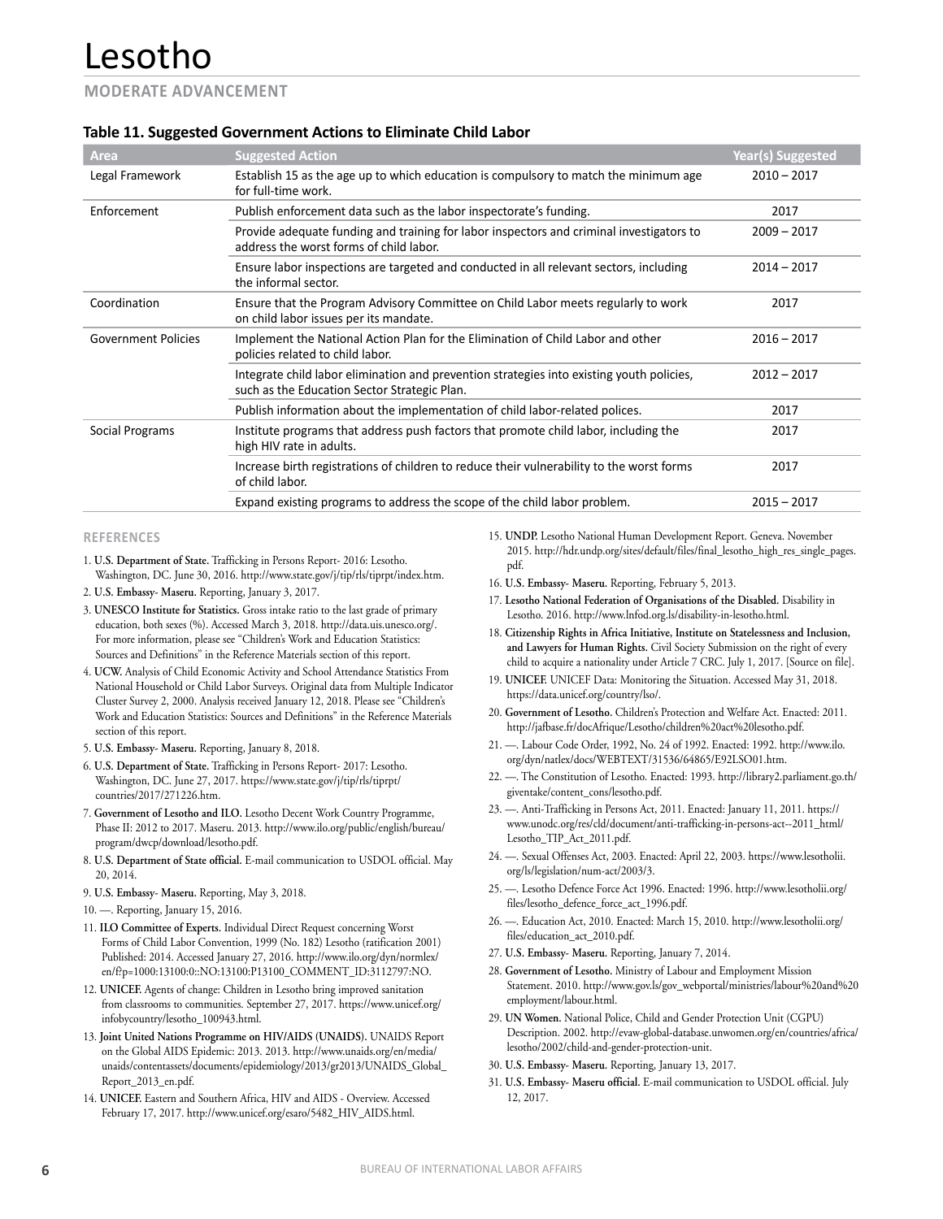# Lesotho

## MODERATE ADVANCEMENT

### Table 11. Suggested Government Actions to Eliminate Child Labor

| Area | Suggested Action | Year(s) Suggested |
|---|---|---|
| Legal Framework | Establish 15 as the age up to which education is compulsory to match the minimum age for full-time work. | 2010 – 2017 |
| Enforcement | Publish enforcement data such as the labor inspectorate's funding. | 2017 |
| | Provide adequate funding and training for labor inspectors and criminal investigators to address the worst forms of child labor. | 2009 – 2017 |
| | Ensure labor inspections are targeted and conducted in all relevant sectors, including the informal sector. | 2014 – 2017 |
| Coordination | Ensure that the Program Advisory Committee on Child Labor meets regularly to work on child labor issues per its mandate. | 2017 |
| Government Policies | Implement the National Action Plan for the Elimination of Child Labor and other policies related to child labor. | 2016 – 2017 |
| | Integrate child labor elimination and prevention strategies into existing youth policies, such as the Education Sector Strategic Plan. | 2012 – 2017 |
| | Publish information about the implementation of child labor-related polices. | 2017 |
| Social Programs | Institute programs that address push factors that promote child labor, including the high HIV rate in adults. | 2017 |
| | Increase birth registrations of children to reduce their vulnerability to the worst forms of child labor. | 2017 |
| | Expand existing programs to address the scope of the child labor problem. | 2015 – 2017 |

### REFERENCES

1. **U.S. Department of State.** Trafficking in Persons Report- 2016: Lesotho. Washington, DC. June 30, 2016. http://www.state.gov/j/tip/rls/tiprpt/index.htm.
2. **U.S. Embassy- Maseru.** Reporting, January 3, 2017.
3. **UNESCO Institute for Statistics.** Gross intake ratio to the last grade of primary education, both sexes (%). Accessed March 3, 2018. http://data.uis.unesco.org/. For more information, please see "Children's Work and Education Statistics: Sources and Definitions" in the Reference Materials section of this report.
4. **UCW.** Analysis of Child Economic Activity and School Attendance Statistics From National Household or Child Labor Surveys. Original data from Multiple Indicator Cluster Survey 2, 2000. Analysis received January 12, 2018. Please see "Children's Work and Education Statistics: Sources and Definitions" in the Reference Materials section of this report.
5. **U.S. Embassy- Maseru.** Reporting, January 8, 2018.
6. **U.S. Department of State.** Trafficking in Persons Report- 2017: Lesotho. Washington, DC. June 27, 2017. https://www.state.gov/j/tip/rls/tiprpt/countries/2017/271226.htm.
7. **Government of Lesotho and ILO.** Lesotho Decent Work Country Programme, Phase II: 2012 to 2017. Maseru. 2013. http://www.ilo.org/public/english/bureau/program/dwcp/download/lesotho.pdf.
8. **U.S. Department of State official.** E-mail communication to USDOL official. May 20, 2014.
9. **U.S. Embassy- Maseru.** Reporting, May 3, 2018.
10. —. Reporting, January 15, 2016.
11. **ILO Committee of Experts.** Individual Direct Request concerning Worst Forms of Child Labor Convention, 1999 (No. 182) Lesotho (ratification 2001) Published: 2014. Accessed January 27, 2016. http://www.ilo.org/dyn/normlex/en/f?p=1000:13100:0::NO:13100:P13100_COMMENT_ID:3112797:NO.
12. **UNICEF.** Agents of change: Children in Lesotho bring improved sanitation from classrooms to communities. September 27, 2017. https://www.unicef.org/infobycountry/lesotho_100943.html.
13. **Joint United Nations Programme on HIV/AIDS (UNAIDS).** UNAIDS Report on the Global AIDS Epidemic: 2013. 2013. http://www.unaids.org/en/media/unaids/contentassets/documents/epidemiology/2013/gr2013/UNAIDS_Global_Report_2013_en.pdf.
14. **UNICEF.** Eastern and Southern Africa, HIV and AIDS - Overview. Accessed February 17, 2017. http://www.unicef.org/esaro/5482_HIV_AIDS.html.
15. **UNDP.** Lesotho National Human Development Report. Geneva. November 2015. http://hdr.undp.org/sites/default/files/final_lesotho_high_res_single_pages.pdf.
16. **U.S. Embassy- Maseru.** Reporting, February 5, 2013.
17. **Lesotho National Federation of Organisations of the Disabled.** Disability in Lesotho. 2016. http://www.lnfod.org.ls/disability-in-lesotho.html.
18. **Citizenship Rights in Africa Initiative, Institute on Statelessness and Inclusion, and Lawyers for Human Rights.** Civil Society Submission on the right of every child to acquire a nationality under Article 7 CRC. July 1, 2017. [Source on file].
19. **UNICEF.** UNICEF Data: Monitoring the Situation. Accessed May 31, 2018. https://data.unicef.org/country/lso/.
20. **Government of Lesotho.** Children's Protection and Welfare Act. Enacted: 2011. http://jafbase.fr/docAfrique/Lesotho/children%20act%20lesotho.pdf.
21. —. Labour Code Order, 1992, No. 24 of 1992. Enacted: 1992. http://www.ilo.org/dyn/natlex/docs/WEBTEXT/31536/64865/E92LSO01.htm.
22. —. The Constitution of Lesotho. Enacted: 1993. http://library2.parliament.go.th/giventake/content_cons/lesotho.pdf.
23. —. Anti-Trafficking in Persons Act, 2011. Enacted: January 11, 2011. https://www.unodc.org/res/cld/document/anti-trafficking-in-persons-act--2011_html/Lesotho_TIP_Act_2011.pdf.
24. —. Sexual Offenses Act, 2003. Enacted: April 22, 2003. https://www.lesotholii.org/ls/legislation/num-act/2003/3.
25. —. Lesotho Defence Force Act 1996. Enacted: 1996. http://www.lesotholii.org/files/lesotho_defence_force_act_1996.pdf.
26. —. Education Act, 2010. Enacted: March 15, 2010. http://www.lesotholii.org/files/education_act_2010.pdf.
27. **U.S. Embassy- Maseru.** Reporting, January 7, 2014.
28. **Government of Lesotho.** Ministry of Labour and Employment Mission Statement. 2010. http://www.gov.ls/gov_webportal/ministries/labour%20and%20employment/labour.html.
29. **UN Women.** National Police, Child and Gender Protection Unit (CGPU) Description. 2002. http://evaw-global-database.unwomen.org/en/countries/africa/lesotho/2002/child-and-gender-protection-unit.
30. **U.S. Embassy- Maseru.** Reporting, January 13, 2017.
31. **U.S. Embassy- Maseru official.** E-mail communication to USDOL official. July 12, 2017.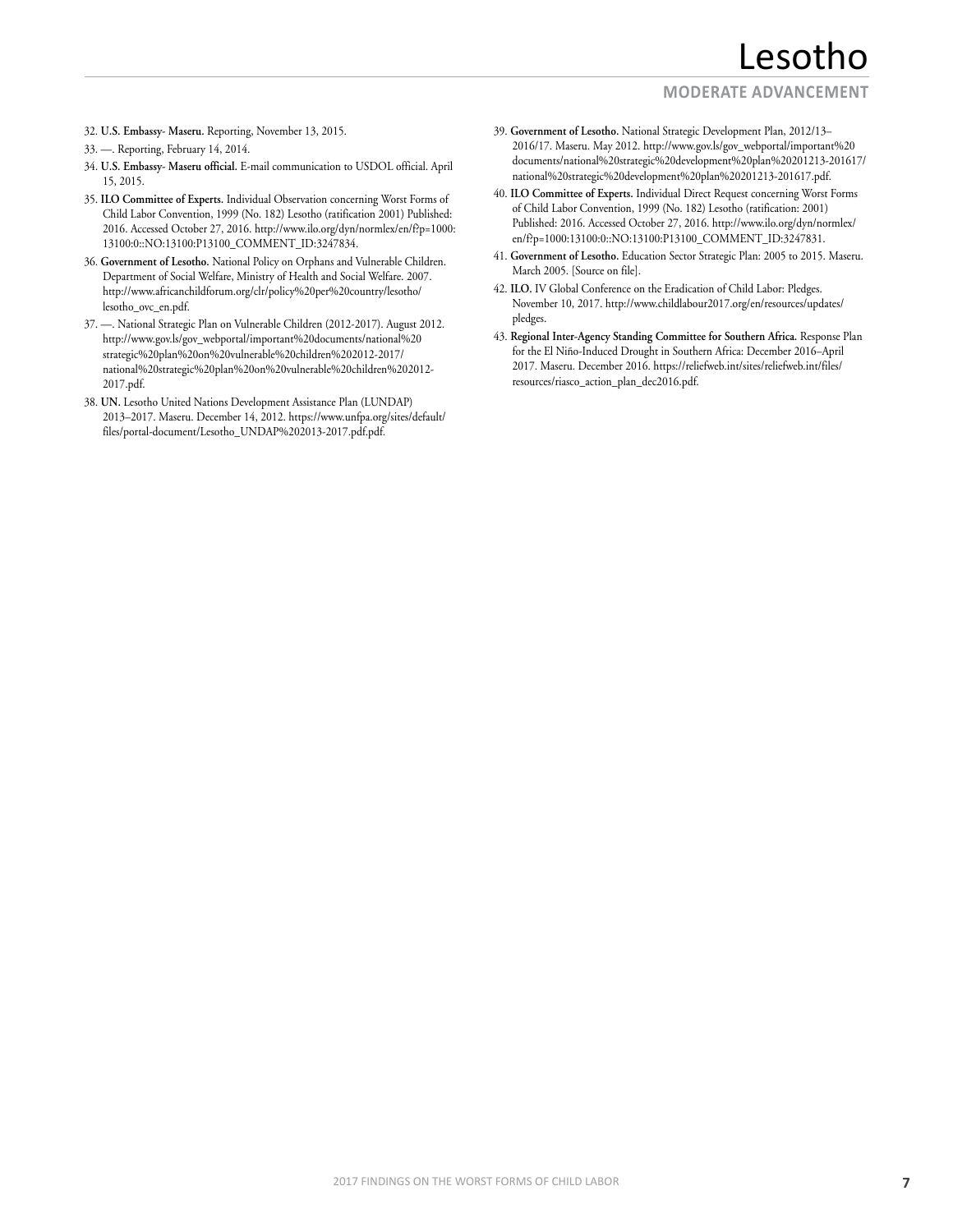32. **U.S. Embassy- Maseru.** Reporting, November 13, 2015.
33. —. Reporting, February 14, 2014.
34. **U.S. Embassy- Maseru official.** E-mail communication to USDOL official. April 15, 2015.
35. **ILO Committee of Experts.** Individual Observation concerning Worst Forms of Child Labor Convention, 1999 (No. 182) Lesotho (ratification 2001) Published: 2016. Accessed October 27, 2016. http://www.ilo.org/dyn/normlex/en/f?p=1000:13100:0::NO:13100:P13100_COMMENT_ID:3247834.
36. **Government of Lesotho.** National Policy on Orphans and Vulnerable Children. Department of Social Welfare, Ministry of Health and Social Welfare. 2007. http://www.africanchildforum.org/clr/policy%20per%20country/lesotho/lesotho_ovc_en.pdf.
37. —. National Strategic Plan on Vulnerable Children (2012-2017). August 2012. http://www.gov.ls/gov_webportal/important%20documents/national%20strategic%20plan%20on%20vulnerable%20children%202012-2017/national%20strategic%20plan%20on%20vulnerable%20children%202012-2017.pdf.
38. **UN.** Lesotho United Nations Development Assistance Plan (LUNDAP) 2013–2017. Maseru. December 14, 2012. https://www.unfpa.org/sites/default/files/portal-document/Lesotho_UNDAP%202013-2017.pdf.pdf.
39. **Government of Lesotho.** National Strategic Development Plan, 2012/13–2016/17. Maseru. May 2012. http://www.gov.ls/gov_webportal/important%20documents/national%20strategic%20development%20plan%20201213-201617/national%20strategic%20development%20plan%20201213-201617.pdf.
40. **ILO Committee of Experts.** Individual Direct Request concerning Worst Forms of Child Labor Convention, 1999 (No. 182) Lesotho (ratification: 2001) Published: 2016. Accessed October 27, 2016. http://www.ilo.org/dyn/normlex/en/f?p=1000:13100:0::NO:13100:P13100_COMMENT_ID:3247831.
41. **Government of Lesotho.** Education Sector Strategic Plan: 2005 to 2015. Maseru. March 2005. [Source on file].
42. **ILO.** IV Global Conference on the Eradication of Child Labor: Pledges. November 10, 2017. http://www.childlabour2017.org/en/resources/updates/pledges.
43. **Regional Inter-Agency Standing Committee for Southern Africa.** Response Plan for the El Niño-Induced Drought in Southern Africa: December 2016–April 2017. Maseru. December 2016. https://reliefweb.int/sites/reliefweb.int/files/resources/riasco_action_plan_dec2016.pdf.